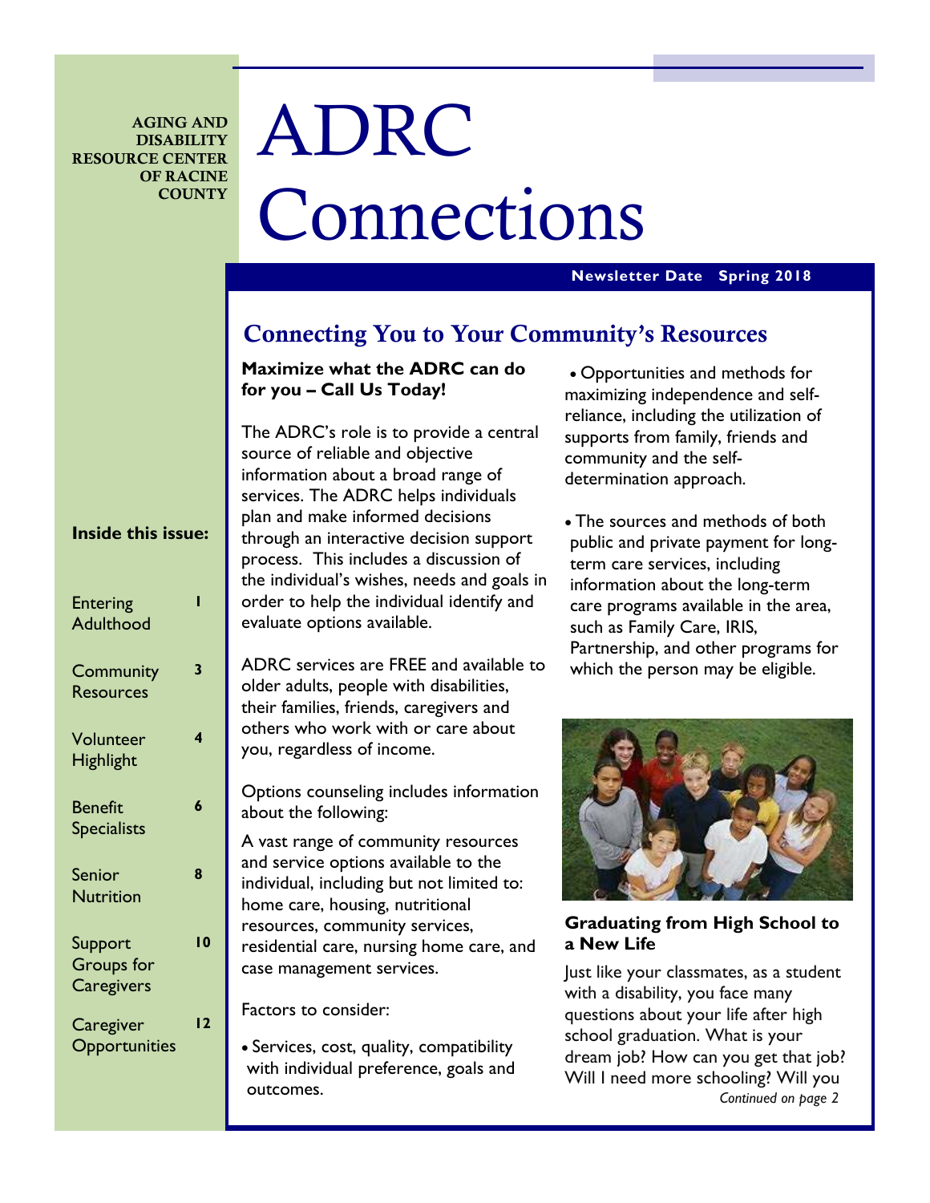AGING AND DISABILITY RESOURCE CENTER OF RACINE COUNTY

# ADRC Connections

**Newsletter Date Spring 2018**

**Inside this issue:**

| | |
|---|---|
| Entering Adulthood | 1 |
| Community Resources | 3 |
| Volunteer Highlight | 4 |
| Benefit Specialists | 6 |
| Senior Nutrition | 8 |
| Support Groups for Caregivers | 10 |
| Caregiver Opportunities | 12 |

## Connecting You to Your Community's Resources

**Maximize what the ADRC can do for you – Call Us Today!**

The ADRC's role is to provide a central source of reliable and objective information about a broad range of services. The ADRC helps individuals plan and make informed decisions through an interactive decision support process. This includes a discussion of the individual's wishes, needs and goals in order to help the individual identify and evaluate options available.

ADRC services are FREE and available to older adults, people with disabilities, their families, friends, caregivers and others who work with or care about you, regardless of income.

Options counseling includes information about the following:

A vast range of community resources and service options available to the individual, including but not limited to: home care, housing, nutritional resources, community services, residential care, nursing home care, and case management services.

Factors to consider:

- Services, cost, quality, compatibility with individual preference, goals and outcomes.
- Opportunities and methods for maximizing independence and self-reliance, including the utilization of supports from family, friends and community and the self-determination approach.
- The sources and methods of both public and private payment for long-term care services, including information about the long-term care programs available in the area, such as Family Care, IRIS, Partnership, and other programs for which the person may be eligible.

### Graduating from High School to a New Life

Just like your classmates, as a student with a disability, you face many questions about your life after high school graduation. What is your dream job? How can you get that job? Will I need more schooling? Will you

*Continued on page 2*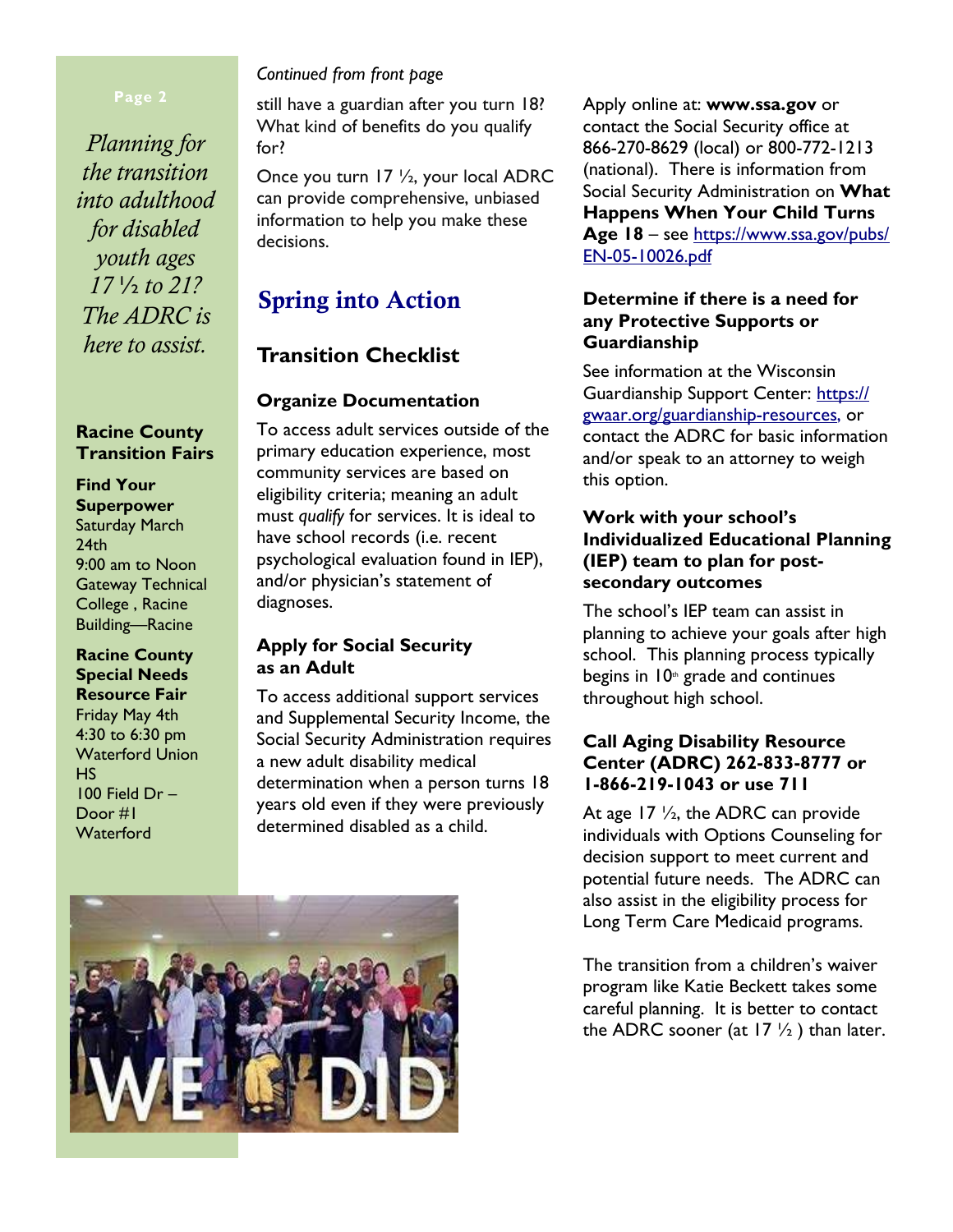*Planning for the transition into adulthood for disabled youth ages 17 ½ to 21? The ADRC is here to assist.*

**Racine County Transition Fairs**

**Find Your Superpower**
Saturday March 24th
9:00 am to Noon
Gateway Technical College , Racine Building—Racine

**Racine County Special Needs Resource Fair**
Friday May 4th
4:30 to 6:30 pm
Waterford Union HS
100 Field Dr – Door #1
Waterford

*Continued from front page*

still have a guardian after you turn 18? What kind of benefits do you qualify for?

Once you turn 17 ½, your local ADRC can provide comprehensive, unbiased information to help you make these decisions.

## Spring into Action

### Transition Checklist

#### Organize Documentation

To access adult services outside of the primary education experience, most community services are based on eligibility criteria; meaning an adult must *qualify* for services. It is ideal to have school records (i.e. recent psychological evaluation found in IEP), and/or physician's statement of diagnoses.

#### Apply for Social Security as an Adult

To access additional support services and Supplemental Security Income, the Social Security Administration requires a new adult disability medical determination when a person turns 18 years old even if they were previously determined disabled as a child.

Apply online at: **www.ssa.gov** or contact the Social Security office at 866-270-8629 (local) or 800-772-1213 (national). There is information from Social Security Administration on **What Happens When Your Child Turns Age 18** – see https://www.ssa.gov/pubs/EN-05-10026.pdf

#### Determine if there is a need for any Protective Supports or Guardianship

See information at the Wisconsin Guardianship Support Center: https://gwaar.org/guardianship-resources, or contact the ADRC for basic information and/or speak to an attorney to weigh this option.

#### Work with your school's Individualized Educational Planning (IEP) team to plan for post-secondary outcomes

The school's IEP team can assist in planning to achieve your goals after high school. This planning process typically begins in 10th grade and continues throughout high school.

#### Call Aging Disability Resource Center (ADRC) 262-833-8777 or 1-866-219-1043 or use 711

At age 17 ½, the ADRC can provide individuals with Options Counseling for decision support to meet current and potential future needs. The ADRC can also assist in the eligibility process for Long Term Care Medicaid programs.

The transition from a children's waiver program like Katie Beckett takes some careful planning. It is better to contact the ADRC sooner (at 17 ½ ) than later.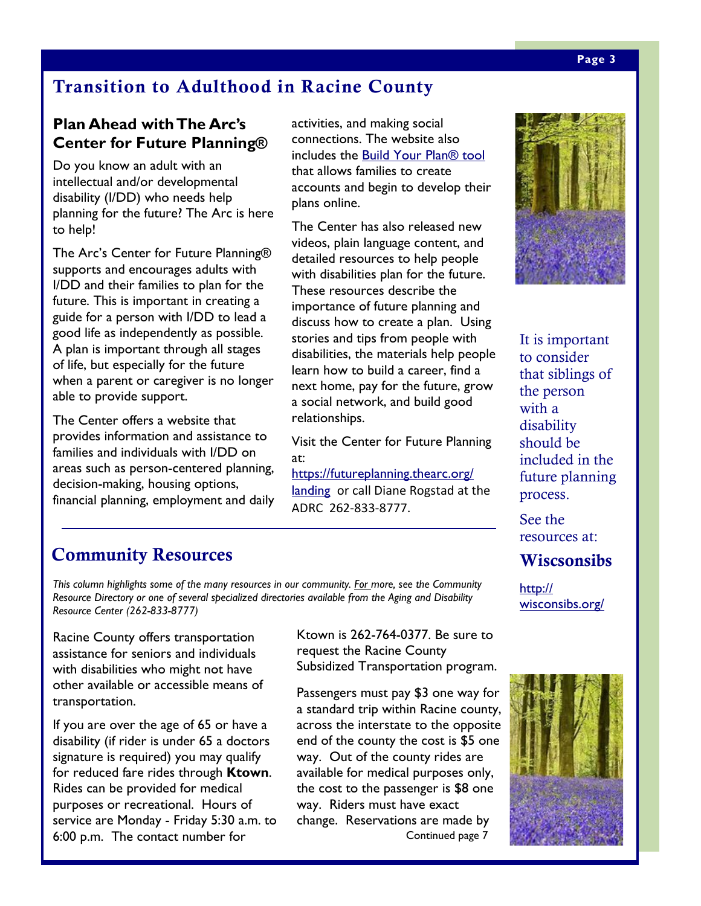# Transition to Adulthood in Racine County

## Plan Ahead with The Arc's Center for Future Planning®

Do you know an adult with an intellectual and/or developmental disability (I/DD) who needs help planning for the future? The Arc is here to help!

The Arc's Center for Future Planning® supports and encourages adults with I/DD and their families to plan for the future. This is important in creating a guide for a person with I/DD to lead a good life as independently as possible. A plan is important through all stages of life, but especially for the future when a parent or caregiver is no longer able to provide support.

The Center offers a website that provides information and assistance to families and individuals with I/DD on areas such as person-centered planning, decision-making, housing options, financial planning, employment and daily activities, and making social connections. The website also includes the Build Your Plan® tool that allows families to create accounts and begin to develop their plans online.

The Center has also released new videos, plain language content, and detailed resources to help people with disabilities plan for the future. These resources describe the importance of future planning and discuss how to create a plan. Using stories and tips from people with disabilities, the materials help people learn how to build a career, find a next home, pay for the future, grow a social network, and build good relationships.

Visit the Center for Future Planning at: https://futureplanning.thearc.org/landing or call Diane Rogstad at the ADRC 262-833-8777.

It is important to consider that siblings of the person with a disability should be included in the future planning process.

See the resources at:

**Wiscsonsibs**

http://wisconsibs.org/

# Community Resources

*This column highlights some of the many resources in our community. For more, see the Community Resource Directory or one of several specialized directories available from the Aging and Disability Resource Center (262-833-8777)*

Racine County offers transportation assistance for seniors and individuals with disabilities who might not have other available or accessible means of transportation.

If you are over the age of 65 or have a disability (if rider is under 65 a doctors signature is required) you may qualify for reduced fare rides through **Ktown**. Rides can be provided for medical purposes or recreational. Hours of service are Monday - Friday 5:30 a.m. to 6:00 p.m. The contact number for Ktown is 262-764-0377. Be sure to request the Racine County Subsidized Transportation program.

Passengers must pay $3 one way for a standard trip within Racine county, across the interstate to the opposite end of the county the cost is $5 one way. Out of the county rides are available for medical purposes only, the cost to the passenger is $8 one way. Riders must have exact change. Reservations are made by

Continued page 7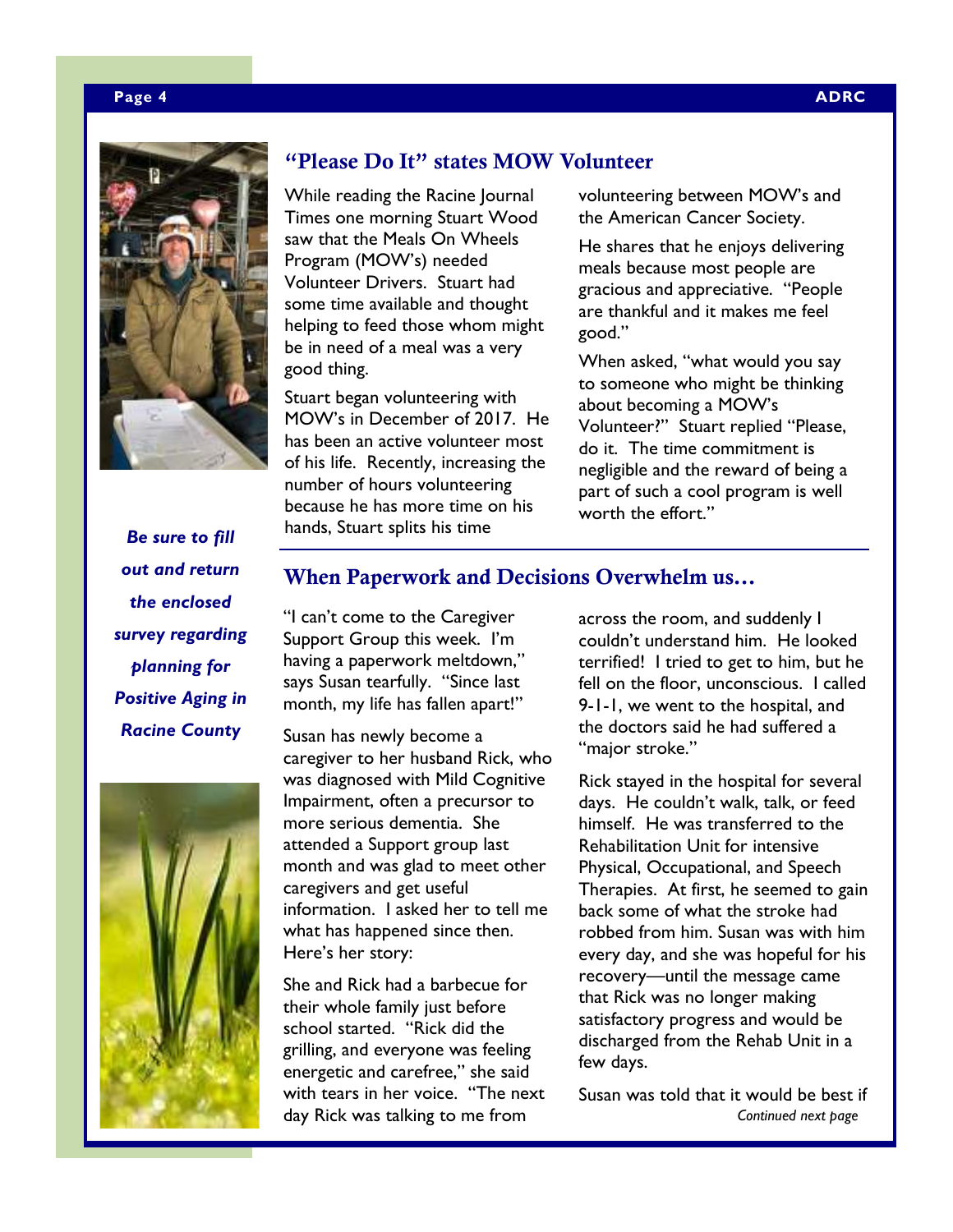## "Please Do It" states MOW Volunteer

While reading the Racine Journal Times one morning Stuart Wood saw that the Meals On Wheels Program (MOW's) needed Volunteer Drivers. Stuart had some time available and thought helping to feed those whom might be in need of a meal was a very good thing.

Stuart began volunteering with MOW's in December of 2017. He has been an active volunteer most of his life. Recently, increasing the number of hours volunteering because he has more time on his hands, Stuart splits his time volunteering between MOW's and the American Cancer Society.

He shares that he enjoys delivering meals because most people are gracious and appreciative. "People are thankful and it makes me feel good."

When asked, "what would you say to someone who might be thinking about becoming a MOW's Volunteer?" Stuart replied "Please, do it. The time commitment is negligible and the reward of being a part of such a cool program is well worth the effort."

***Be sure to fill out and return the enclosed survey regarding planning for Positive Aging in Racine County***

## When Paperwork and Decisions Overwhelm us…

"I can't come to the Caregiver Support Group this week. I'm having a paperwork meltdown," says Susan tearfully. "Since last month, my life has fallen apart!"

Susan has newly become a caregiver to her husband Rick, who was diagnosed with Mild Cognitive Impairment, often a precursor to more serious dementia. She attended a Support group last month and was glad to meet other caregivers and get useful information. I asked her to tell me what has happened since then. Here's her story:

She and Rick had a barbecue for their whole family just before school started. "Rick did the grilling, and everyone was feeling energetic and carefree," she said with tears in her voice. "The next day Rick was talking to me from across the room, and suddenly I couldn't understand him. He looked terrified! I tried to get to him, but he fell on the floor, unconscious. I called 9-1-1, we went to the hospital, and the doctors said he had suffered a "major stroke."

Rick stayed in the hospital for several days. He couldn't walk, talk, or feed himself. He was transferred to the Rehabilitation Unit for intensive Physical, Occupational, and Speech Therapies. At first, he seemed to gain back some of what the stroke had robbed from him. Susan was with him every day, and she was hopeful for his recovery—until the message came that Rick was no longer making satisfactory progress and would be discharged from the Rehab Unit in a few days.

Susan was told that it would be best if

*Continued next page*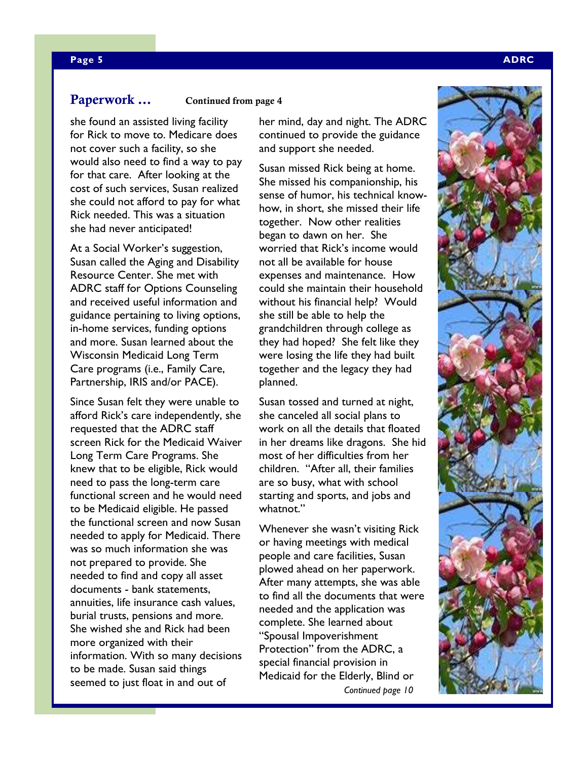## Paperwork … Continued from page 4

she found an assisted living facility for Rick to move to. Medicare does not cover such a facility, so she would also need to find a way to pay for that care. After looking at the cost of such services, Susan realized she could not afford to pay for what Rick needed. This was a situation she had never anticipated!

At a Social Worker's suggestion, Susan called the Aging and Disability Resource Center. She met with ADRC staff for Options Counseling and received useful information and guidance pertaining to living options, in-home services, funding options and more. Susan learned about the Wisconsin Medicaid Long Term Care programs (i.e., Family Care, Partnership, IRIS and/or PACE).

Since Susan felt they were unable to afford Rick's care independently, she requested that the ADRC staff screen Rick for the Medicaid Waiver Long Term Care Programs. She knew that to be eligible, Rick would need to pass the long-term care functional screen and he would need to be Medicaid eligible. He passed the functional screen and now Susan needed to apply for Medicaid. There was so much information she was not prepared to provide. She needed to find and copy all asset documents - bank statements, annuities, life insurance cash values, burial trusts, pensions and more. She wished she and Rick had been more organized with their information. With so many decisions to be made. Susan said things seemed to just float in and out of her mind, day and night. The ADRC continued to provide the guidance and support she needed.

Susan missed Rick being at home. She missed his companionship, his sense of humor, his technical know-how, in short, she missed their life together. Now other realities began to dawn on her. She worried that Rick's income would not all be available for house expenses and maintenance. How could she maintain their household without his financial help? Would she still be able to help the grandchildren through college as they had hoped? She felt like they were losing the life they had built together and the legacy they had planned.

Susan tossed and turned at night, she canceled all social plans to work on all the details that floated in her dreams like dragons. She hid most of her difficulties from her children. "After all, their families are so busy, what with school starting and sports, and jobs and whatnot."

Whenever she wasn't visiting Rick or having meetings with medical people and care facilities, Susan plowed ahead on her paperwork. After many attempts, she was able to find all the documents that were needed and the application was complete. She learned about "Spousal Impoverishment Protection" from the ADRC, a special financial provision in Medicaid for the Elderly, Blind or

*Continued page 10*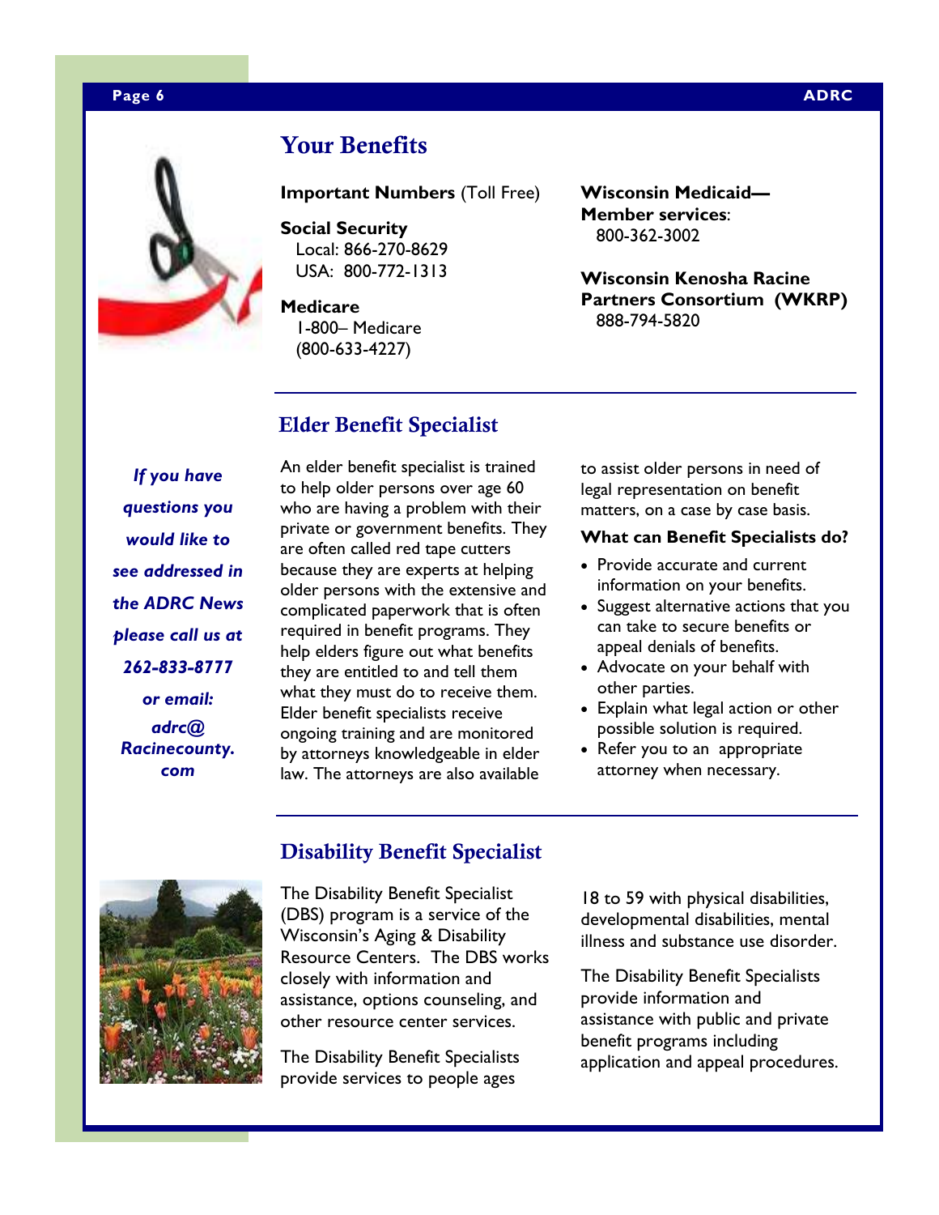## Your Benefits

**Important Numbers** (Toll Free)

**Social Security**
Local: 866-270-8629
USA: 800-772-1313

**Medicare**
1-800– Medicare
(800-633-4227)

**Wisconsin Medicaid—Member services**:
800-362-3002

**Wisconsin Kenosha Racine Partners Consortium (WKRP)**
888-794-5820

***If you have questions you would like to see addressed in the ADRC News please call us at 262-833-8777 or email: adrc@ Racinecounty.com***

## Elder Benefit Specialist

An elder benefit specialist is trained to help older persons over age 60 who are having a problem with their private or government benefits. They are often called red tape cutters because they are experts at helping older persons with the extensive and complicated paperwork that is often required in benefit programs. They help elders figure out what benefits they are entitled to and tell them what they must do to receive them. Elder benefit specialists receive ongoing training and are monitored by attorneys knowledgeable in elder law. The attorneys are also available to assist older persons in need of legal representation on benefit matters, on a case by case basis.

**What can Benefit Specialists do?**

- Provide accurate and current information on your benefits.
- Suggest alternative actions that you can take to secure benefits or appeal denials of benefits.
- Advocate on your behalf with other parties.
- Explain what legal action or other possible solution is required.
- Refer you to an appropriate attorney when necessary.

## Disability Benefit Specialist

The Disability Benefit Specialist (DBS) program is a service of the Wisconsin's Aging & Disability Resource Centers. The DBS works closely with information and assistance, options counseling, and other resource center services.

The Disability Benefit Specialists provide services to people ages 18 to 59 with physical disabilities, developmental disabilities, mental illness and substance use disorder.

The Disability Benefit Specialists provide information and assistance with public and private benefit programs including application and appeal procedures.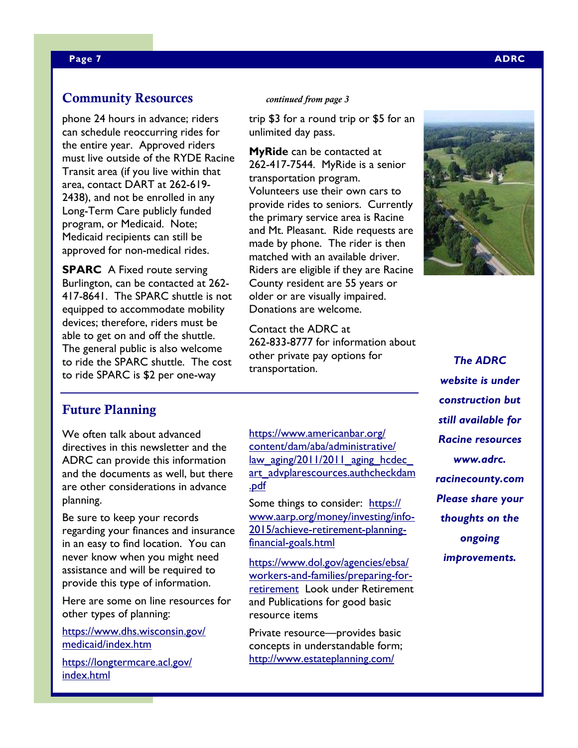## Community Resources

*continued from page 3*

phone 24 hours in advance; riders can schedule reoccurring rides for the entire year. Approved riders must live outside of the RYDE Racine Transit area (if you live within that area, contact DART at 262-619-2438), and not be enrolled in any Long-Term Care publicly funded program, or Medicaid. Note; Medicaid recipients can still be approved for non-medical rides.

**SPARC** A Fixed route serving Burlington, can be contacted at 262-417-8641. The SPARC shuttle is not equipped to accommodate mobility devices; therefore, riders must be able to get on and off the shuttle. The general public is also welcome to ride the SPARC shuttle. The cost to ride SPARC is $2 per one-way trip $3 for a round trip or $5 for an unlimited day pass.

**MyRide** can be contacted at 262-417-7544. MyRide is a senior transportation program. Volunteers use their own cars to provide rides to seniors. Currently the primary service area is Racine and Mt. Pleasant. Ride requests are made by phone. The rider is then matched with an available driver. Riders are eligible if they are Racine County resident are 55 years or older or are visually impaired. Donations are welcome.

Contact the ADRC at 262-833-8777 for information about other private pay options for transportation.

***The ADRC website is under construction but still available for Racine resources www.adrc.racinecounty.com Please share your thoughts on the ongoing improvements.***

## Future Planning

We often talk about advanced directives in this newsletter and the ADRC can provide this information and the documents as well, but there are other considerations in advance planning.

Be sure to keep your records regarding your finances and insurance in an easy to find location. You can never know when you might need assistance and will be required to provide this type of information.

Here are some on line resources for other types of planning:

https://www.dhs.wisconsin.gov/medicaid/index.htm

https://longtermcare.acl.gov/index.html

https://www.americanbar.org/content/dam/aba/administrative/law_aging/2011/2011_aging_hcdec_art_advplarescources.authcheckdam.pdf

Some things to consider: https://www.aarp.org/money/investing/info-2015/achieve-retirement-planning-financial-goals.html

https://www.dol.gov/agencies/ebsa/workers-and-families/preparing-for-retirement Look under Retirement and Publications for good basic resource items

Private resource—provides basic concepts in understandable form; http://www.estateplanning.com/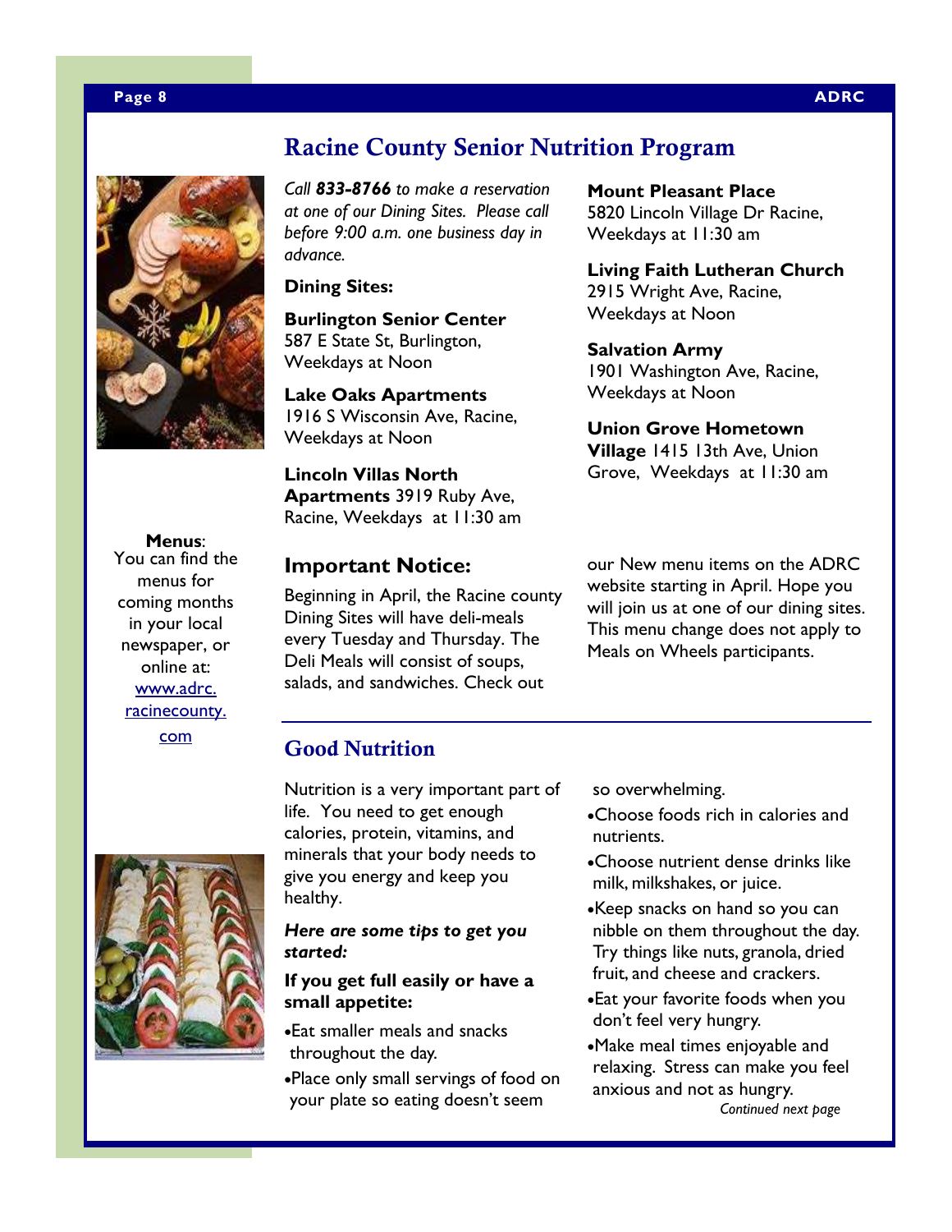# Racine County Senior Nutrition Program

*Call **833-8766** to make a reservation at one of our Dining Sites. Please call before 9:00 a.m. one business day in advance.*

**Dining Sites:**

**Burlington Senior Center**
587 E State St, Burlington,
Weekdays at Noon

**Lake Oaks Apartments**
1916 S Wisconsin Ave, Racine,
Weekdays at Noon

**Lincoln Villas North Apartments** 3919 Ruby Ave, Racine, Weekdays at 11:30 am

**Mount Pleasant Place**
5820 Lincoln Village Dr Racine,
Weekdays at 11:30 am

**Living Faith Lutheran Church**
2915 Wright Ave, Racine,
Weekdays at Noon

**Salvation Army**
1901 Washington Ave, Racine,
Weekdays at Noon

**Union Grove Hometown Village** 1415 13th Ave, Union Grove, Weekdays at 11:30 am

**Menus**:
You can find the menus for coming months in your local newspaper, or online at: www.adrc.racinecounty.com

## Important Notice:

Beginning in April, the Racine county Dining Sites will have deli-meals every Tuesday and Thursday. The Deli Meals will consist of soups, salads, and sandwiches. Check out our New menu items on the ADRC website starting in April. Hope you will join us at one of our dining sites. This menu change does not apply to Meals on Wheels participants.

# Good Nutrition

Nutrition is a very important part of life. You need to get enough calories, protein, vitamins, and minerals that your body needs to give you energy and keep you healthy.

***Here are some tips to get you started:***

**If you get full easily or have a small appetite:**

- Eat smaller meals and snacks throughout the day.
- Place only small servings of food on your plate so eating doesn't seem so overwhelming.
- Choose foods rich in calories and nutrients.
- Choose nutrient dense drinks like milk, milkshakes, or juice.
- Keep snacks on hand so you can nibble on them throughout the day. Try things like nuts, granola, dried fruit, and cheese and crackers.
- Eat your favorite foods when you don't feel very hungry.
- Make meal times enjoyable and relaxing. Stress can make you feel anxious and not as hungry.

*Continued next page*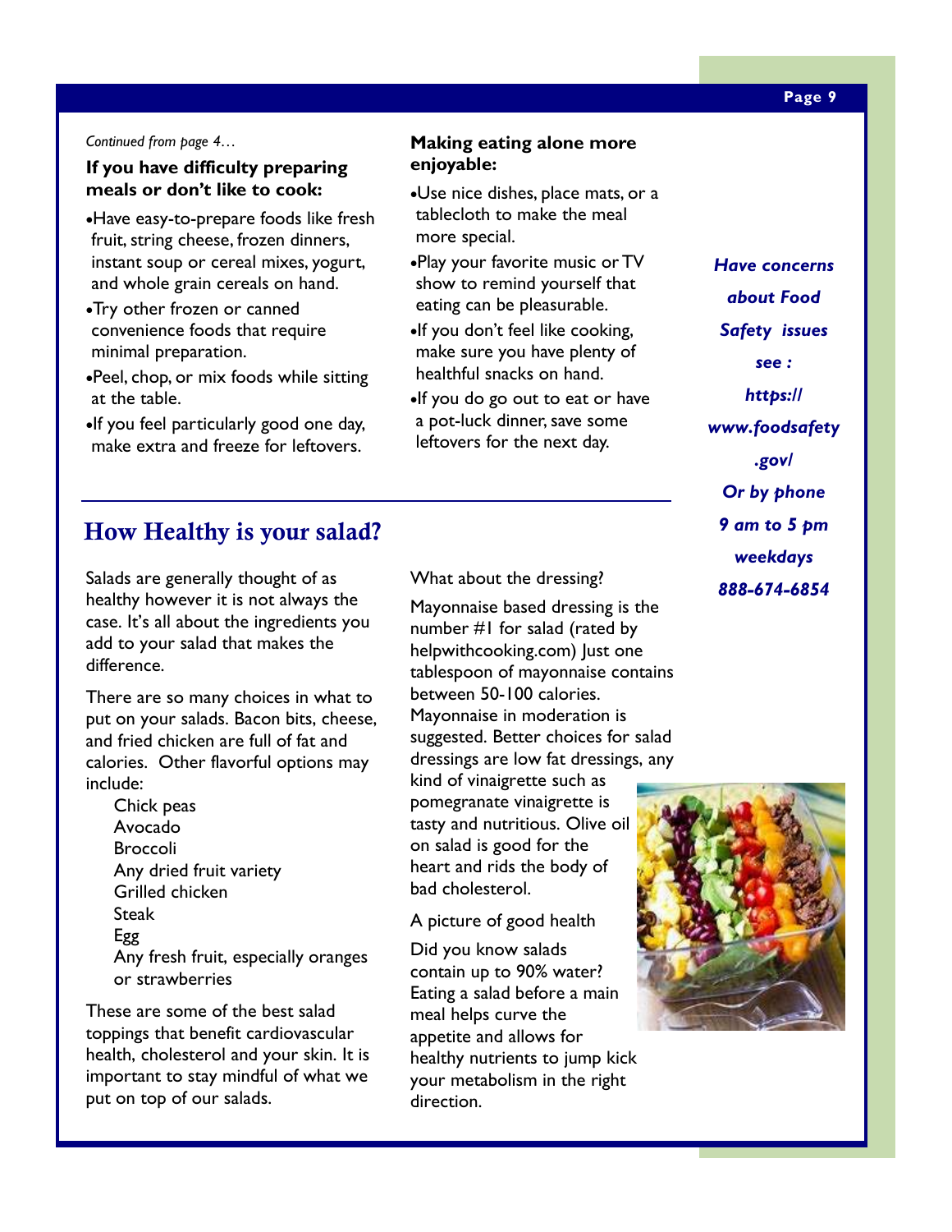*Continued from page 4…*

**If you have difficulty preparing meals or don't like to cook:**

- Have easy-to-prepare foods like fresh fruit, string cheese, frozen dinners, instant soup or cereal mixes, yogurt, and whole grain cereals on hand.
- Try other frozen or canned convenience foods that require minimal preparation.
- Peel, chop, or mix foods while sitting at the table.
- If you feel particularly good one day, make extra and freeze for leftovers.

**Making eating alone more enjoyable:**

- Use nice dishes, place mats, or a tablecloth to make the meal more special.
- Play your favorite music or TV show to remind yourself that eating can be pleasurable.
- If you don't feel like cooking, make sure you have plenty of healthful snacks on hand.
- If you do go out to eat or have a pot-luck dinner, save some leftovers for the next day.

***Have concerns about Food Safety issues see : https://www.foodsafety.gov/ Or by phone 9 am to 5 pm weekdays 888-674-6854***

## How Healthy is your salad?

Salads are generally thought of as healthy however it is not always the case. It's all about the ingredients you add to your salad that makes the difference.

There are so many choices in what to put on your salads. Bacon bits, cheese, and fried chicken are full of fat and calories. Other flavorful options may include:

Chick peas
Avocado
Broccoli
Any dried fruit variety
Grilled chicken
Steak
Egg
Any fresh fruit, especially oranges or strawberries

These are some of the best salad toppings that benefit cardiovascular health, cholesterol and your skin. It is important to stay mindful of what we put on top of our salads.

What about the dressing?

Mayonnaise based dressing is the number #1 for salad (rated by helpwithcooking.com) Just one tablespoon of mayonnaise contains between 50-100 calories. Mayonnaise in moderation is suggested. Better choices for salad dressings are low fat dressings, any kind of vinaigrette such as pomegranate vinaigrette is tasty and nutritious. Olive oil on salad is good for the heart and rids the body of bad cholesterol.

A picture of good health

Did you know salads contain up to 90% water? Eating a salad before a main meal helps curve the appetite and allows for healthy nutrients to jump kick your metabolism in the right direction.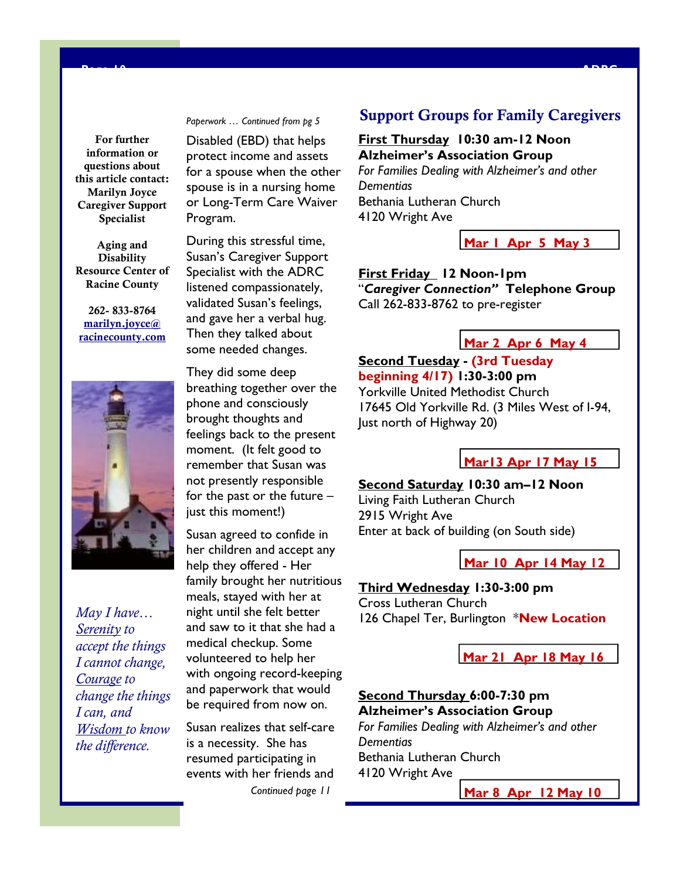**For further information or questions about this article contact:**
**Marilyn Joyce**
**Caregiver Support Specialist**

**Aging and Disability Resource Center of Racine County**

**262- 833-8764**
**marilyn.joyce@racinecounty.com**

*May I have…*
*Serenity to accept the things I cannot change,*
*Courage to change the things I can, and*
*Wisdom to know the difference.*

*Paperwork … Continued from pg 5*

Disabled (EBD) that helps protect income and assets for a spouse when the other spouse is in a nursing home or Long-Term Care Waiver Program.

During this stressful time, Susan's Caregiver Support Specialist with the ADRC listened compassionately, validated Susan's feelings, and gave her a verbal hug. Then they talked about some needed changes.

They did some deep breathing together over the phone and consciously brought thoughts and feelings back to the present moment. (It felt good to remember that Susan was not presently responsible for the past or the future – just this moment!)

Susan agreed to confide in her children and accept any help they offered - Her family brought her nutritious meals, stayed with her at night until she felt better and saw to it that she had a medical checkup. Some volunteered to help her with ongoing record-keeping and paperwork that would be required from now on.

Susan realizes that self-care is a necessity. She has resumed participating in events with her friends and

*Continued page 11*

## Support Groups for Family Caregivers

**First Thursday 10:30 am-12 Noon**
**Alzheimer's Association Group**
*For Families Dealing with Alzheimer's and other Dementias*
Bethania Lutheran Church
4120 Wright Ave

**Mar 1 Apr 5 May 3**

**First Friday 12 Noon-1pm**
"***Caregiver Connection"*** **Telephone Group**
Call 262-833-8762 to pre-register

**Mar 2 Apr 6 May 4**

**Second Tuesday - (3rd Tuesday beginning 4/17) 1:30-3:00 pm**
Yorkville United Methodist Church
17645 Old Yorkville Rd. (3 Miles West of I-94, Just north of Highway 20)

**Mar13 Apr 17 May 15**

**Second Saturday 10:30 am–12 Noon**
Living Faith Lutheran Church
2915 Wright Ave
Enter at back of building (on South side)

**Mar 10 Apr 14 May 12**

**Third Wednesday 1:30-3:00 pm**
Cross Lutheran Church
126 Chapel Ter, Burlington *New Location

**Mar 21 Apr 18 May 16**

**Second Thursday 6:00-7:30 pm**
**Alzheimer's Association Group**
*For Families Dealing with Alzheimer's and other Dementias*
Bethania Lutheran Church
4120 Wright Ave

**Mar 8 Apr 12 May 10**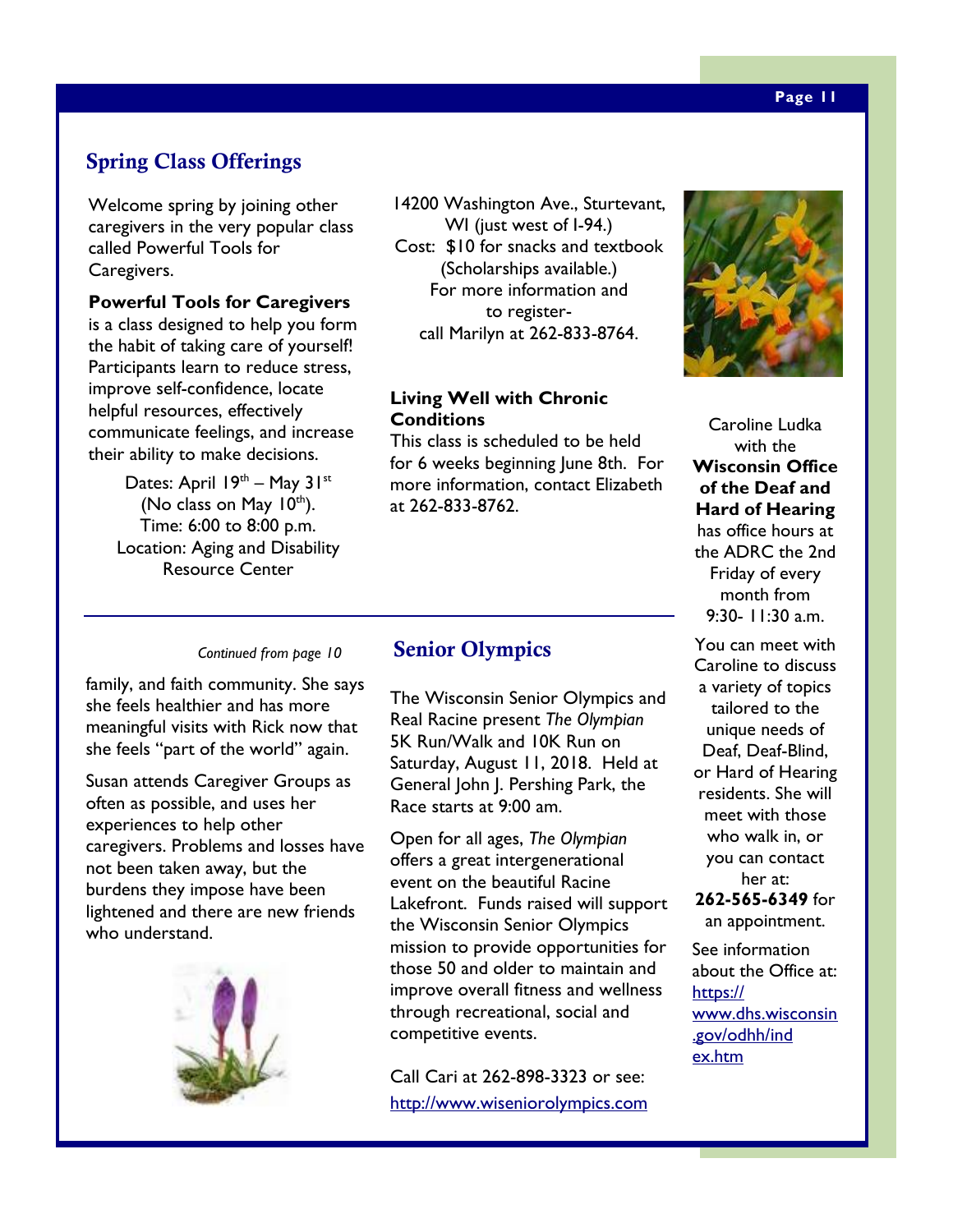## Spring Class Offerings

Welcome spring by joining other caregivers in the very popular class called Powerful Tools for Caregivers.

**Powerful Tools for Caregivers** is a class designed to help you form the habit of taking care of yourself! Participants learn to reduce stress, improve self-confidence, locate helpful resources, effectively communicate feelings, and increase their ability to make decisions.

Dates: April 19th – May 31st (No class on May 10th).
Time: 6:00 to 8:00 p.m.
Location: Aging and Disability Resource Center
14200 Washington Ave., Sturtevant, WI (just west of I-94.)
Cost: $10 for snacks and textbook (Scholarships available.)
For more information and to register- call Marilyn at 262-833-8764.

**Living Well with Chronic Conditions**

This class is scheduled to be held for 6 weeks beginning June 8th. For more information, contact Elizabeth at 262-833-8762.

*Continued from page 10*

family, and faith community. She says she feels healthier and has more meaningful visits with Rick now that she feels "part of the world" again.

Susan attends Caregiver Groups as often as possible, and uses her experiences to help other caregivers. Problems and losses have not been taken away, but the burdens they impose have been lightened and there are new friends who understand.

## Senior Olympics

The Wisconsin Senior Olympics and Real Racine present *The Olympian* 5K Run/Walk and 10K Run on Saturday, August 11, 2018. Held at General John J. Pershing Park, the Race starts at 9:00 am.

Open for all ages, *The Olympian* offers a great intergenerational event on the beautiful Racine Lakefront. Funds raised will support the Wisconsin Senior Olympics mission to provide opportunities for those 50 and older to maintain and improve overall fitness and wellness through recreational, social and competitive events.

Call Cari at 262-898-3323 or see: http://www.wiseniorolympics.com

Caroline Ludka with the **Wisconsin Office of the Deaf and Hard of Hearing** has office hours at the ADRC the 2nd Friday of every month from 9:30- 11:30 a.m.

You can meet with Caroline to discuss a variety of topics tailored to the unique needs of Deaf, Deaf-Blind, or Hard of Hearing residents. She will meet with those who walk in, or you can contact her at: **262-565-6349** for an appointment.

See information about the Office at: https://www.dhs.wisconsin.gov/odhh/index.htm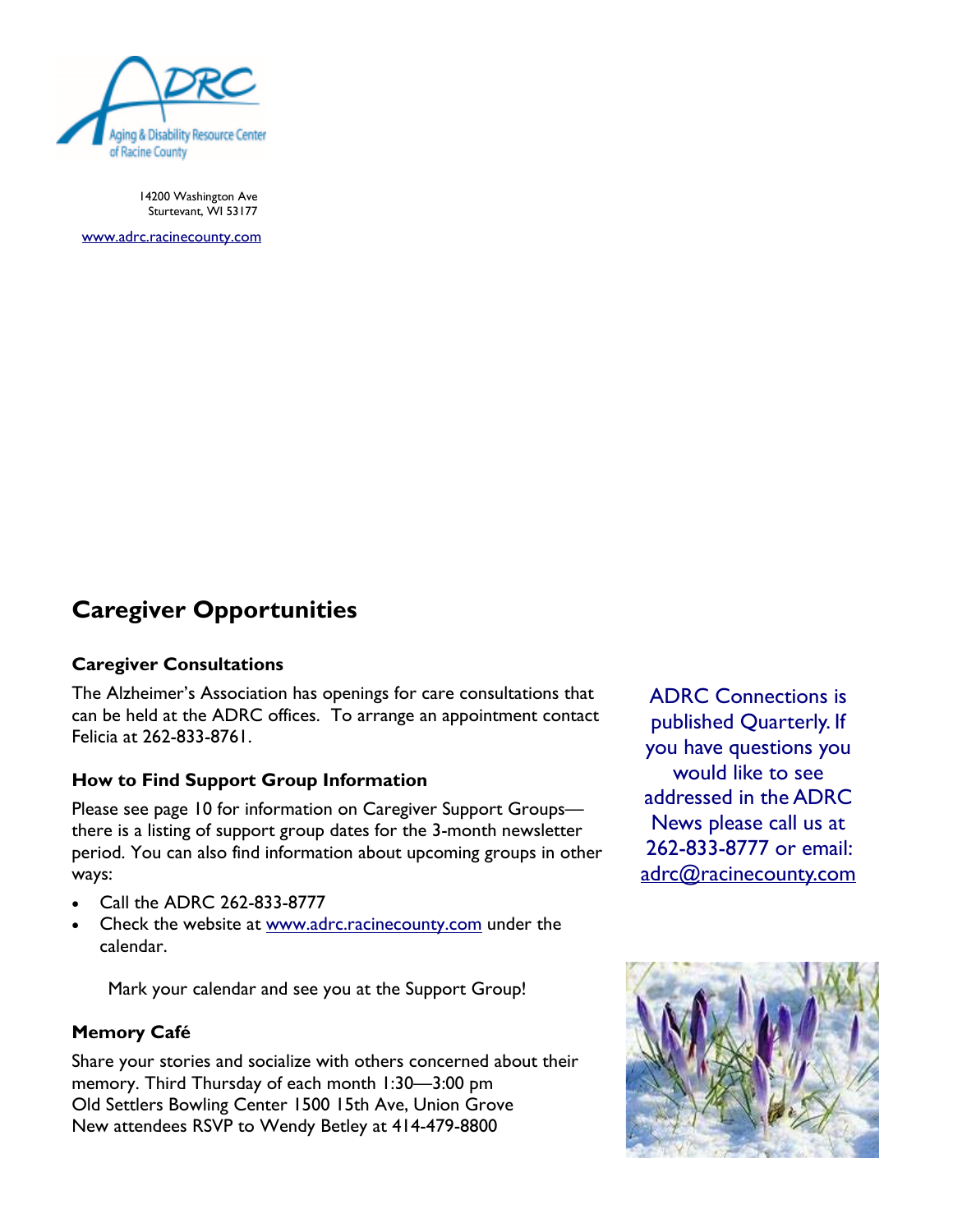ADRC

Aging & Disability Resource Center of Racine County

14200 Washington Ave
Sturtevant, WI 53177

www.adrc.racinecounty.com

## Caregiver Opportunities

### Caregiver Consultations

The Alzheimer's Association has openings for care consultations that can be held at the ADRC offices. To arrange an appointment contact Felicia at 262-833-8761.

### How to Find Support Group Information

Please see page 10 for information on Caregiver Support Groups—there is a listing of support group dates for the 3-month newsletter period. You can also find information about upcoming groups in other ways:

- Call the ADRC 262-833-8777
- Check the website at www.adrc.racinecounty.com under the calendar.

Mark your calendar and see you at the Support Group!

### Memory Café

Share your stories and socialize with others concerned about their memory. Third Thursday of each month 1:30—3:00 pm
Old Settlers Bowling Center 1500 15th Ave, Union Grove
New attendees RSVP to Wendy Betley at 414-479-8800

ADRC Connections is published Quarterly. If you have questions you would like to see addressed in the ADRC News please call us at 262-833-8777 or email: adrc@racinecounty.com